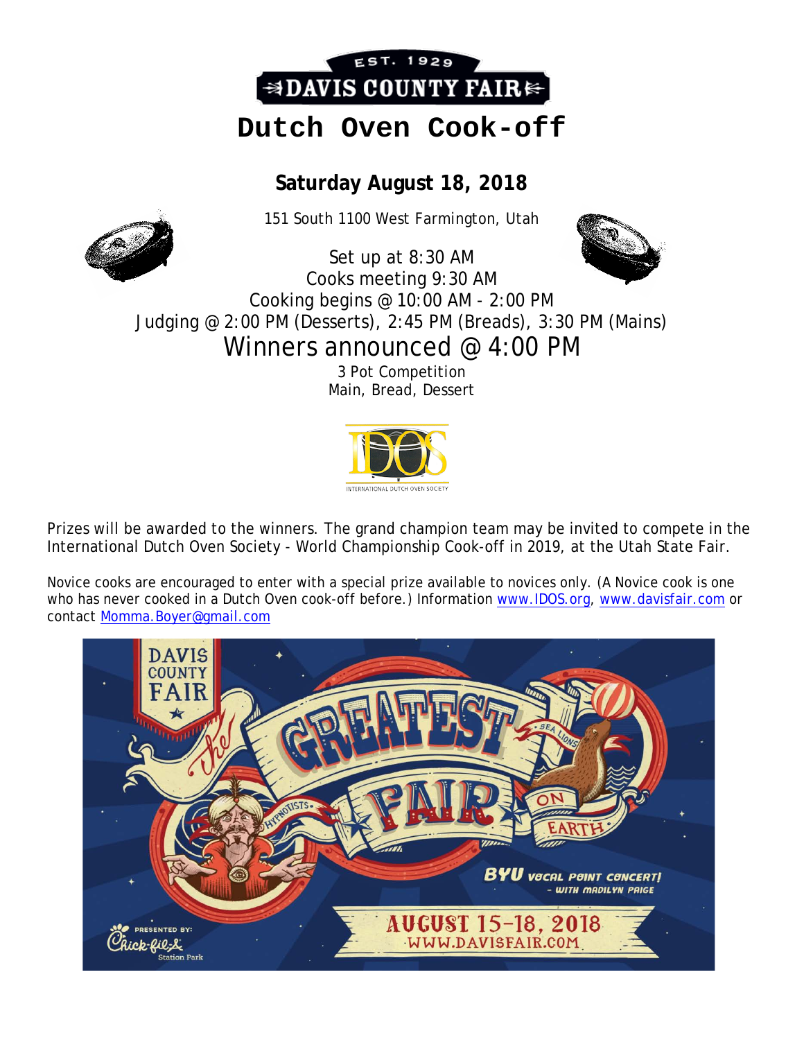EST. 1929

DAVIS COUNTY FAIR

# Dutch Oven Cook-off

**Saturday August 18, 2018**

151 South 1100 West Farmington, Utah

Set up at 8:30 AM

Cooks meeting 9:30 AM

Cooking begins @ 10:00 AM - 2:00 PM

Judging @ 2:00 PM (Desserts), 2:45 PM (Breads), 3:30 PM (Mains)

## Winners announced @ 4:00 PM

3 Pot Competition

Main, Bread, Dessert

IDOS

INTERNATIONAL DUTCH OVEN SOCIETY

Prizes will be awarded to the winners. The grand champion team may be invited to compete in the International Dutch Oven Society - World Championship Cook-off in 2019, at the Utah State Fair.

Novice cooks are encouraged to enter with a special prize available to novices only. (A Novice cook is one who has never cooked in a Dutch Oven cook-off before.) Information www.IDOS.org, www.davisfair.com or contact Momma.Boyer@gmail.com

DAVIS COUNTY FAIR

The Greatest Fair on Earth

Sea Lions

Hypnotists

BYU Vocal Point Concert! - with Madilyn Paige

August 15-18, 2018

WWW.DAVISFAIR.COM

Presented by: Chick-fil-A Station Park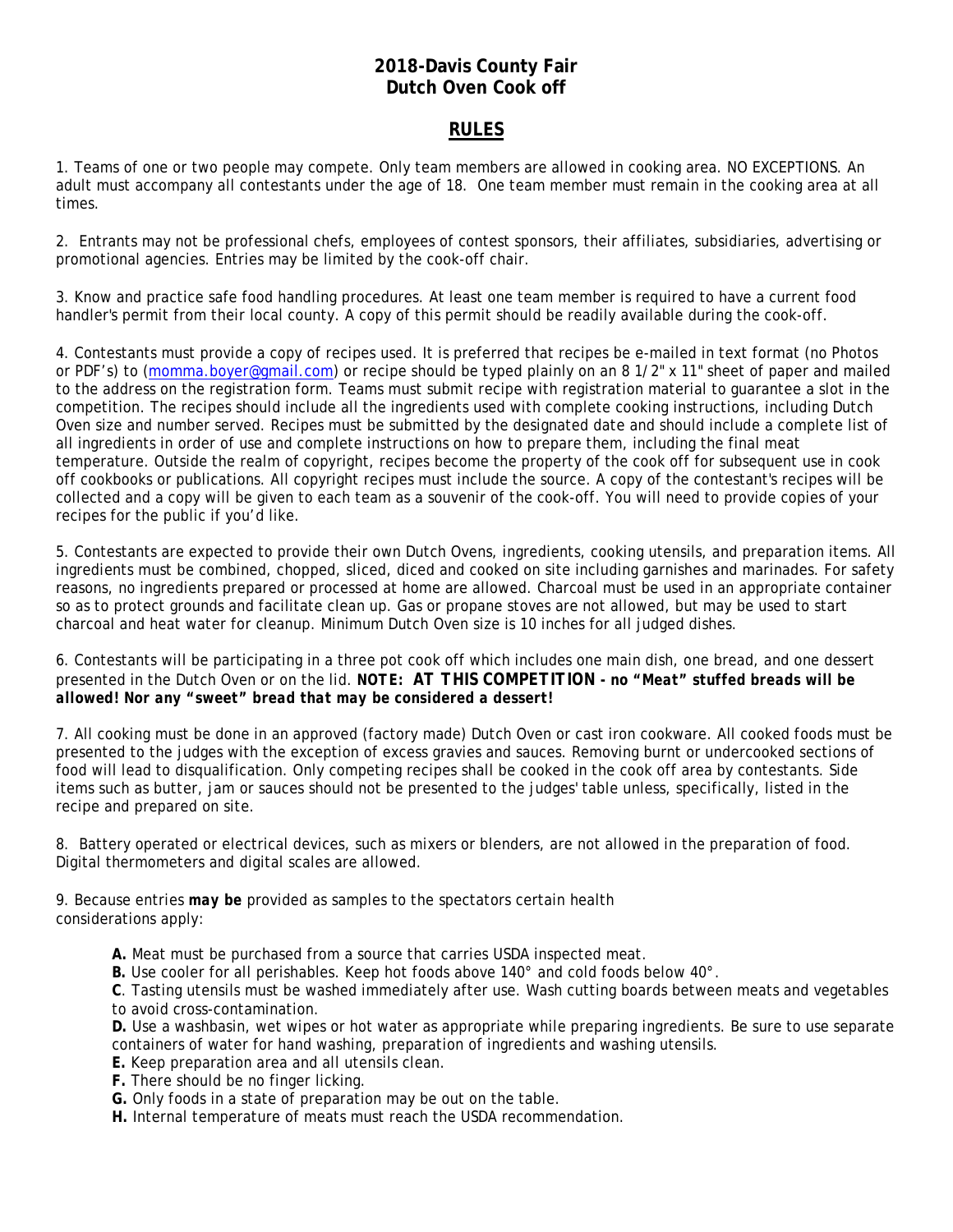# 2018-Davis County Fair
# Dutch Oven Cook off

## RULES

1. Teams of one or two people may compete. Only team members are allowed in cooking area. NO EXCEPTIONS. An adult must accompany all contestants under the age of 18. One team member must remain in the cooking area at all times.

2. Entrants may not be professional chefs, employees of contest sponsors, their affiliates, subsidiaries, advertising or promotional agencies. Entries may be limited by the cook-off chair.

3. Know and practice safe food handling procedures. At least one team member is required to have a current food handler's permit from their local county. A copy of this permit should be readily available during the cook-off.

4. Contestants must provide a copy of recipes used. It is preferred that recipes be e-mailed in text format (no Photos or PDF's) to (momma.boyer@gmail.com) or recipe should be typed plainly on an 8 1/2" x 11" sheet of paper and mailed to the address on the registration form. Teams must submit recipe with registration material to guarantee a slot in the competition. The recipes should include all the ingredients used with complete cooking instructions, including Dutch Oven size and number served. Recipes must be submitted by the designated date and should include a complete list of all ingredients in order of use and complete instructions on how to prepare them, including the final meat temperature. Outside the realm of copyright, recipes become the property of the cook off for subsequent use in cook off cookbooks or publications. All copyright recipes must include the source. A copy of the contestant's recipes will be collected and a copy will be given to each team as a souvenir of the cook-off. You will need to provide copies of your recipes for the public if you'd like.

5. Contestants are expected to provide their own Dutch Ovens, ingredients, cooking utensils, and preparation items. All ingredients must be combined, chopped, sliced, diced and cooked on site including garnishes and marinades. For safety reasons, no ingredients prepared or processed at home are allowed. Charcoal must be used in an appropriate container so as to protect grounds and facilitate clean up. Gas or propane stoves are not allowed, but may be used to start charcoal and heat water for cleanup. Minimum Dutch Oven size is 10 inches for all judged dishes.

6. Contestants will be participating in a three pot cook off which includes one main dish, one bread, and one dessert presented in the Dutch Oven or on the lid. ***NOTE: AT THIS COMPETITION - no "Meat" stuffed breads will be allowed! Nor any "sweet" bread that may be considered a dessert!***

7. All cooking must be done in an approved (factory made) Dutch Oven or cast iron cookware. All cooked foods must be presented to the judges with the exception of excess gravies and sauces. Removing burnt or undercooked sections of food will lead to disqualification. Only competing recipes shall be cooked in the cook off area by contestants. Side items such as butter, jam or sauces should not be presented to the judges' table unless, specifically, listed in the recipe and prepared on site.

8. Battery operated or electrical devices, such as mixers or blenders, are not allowed in the preparation of food. Digital thermometers and digital scales are allowed.

9. Because entries ***may be*** provided as samples to the spectators certain health considerations apply:

- **A.** Meat must be purchased from a source that carries USDA inspected meat.
- **B.** Use cooler for all perishables. Keep hot foods above 140° and cold foods below 40°.
- **C**. Tasting utensils must be washed immediately after use. Wash cutting boards between meats and vegetables to avoid cross-contamination.
- **D.** Use a washbasin, wet wipes or hot water as appropriate while preparing ingredients. Be sure to use separate containers of water for hand washing, preparation of ingredients and washing utensils.
- **E.** Keep preparation area and all utensils clean.
- **F.** There should be no finger licking.
- **G.** Only foods in a state of preparation may be out on the table.
- **H.** Internal temperature of meats must reach the USDA recommendation.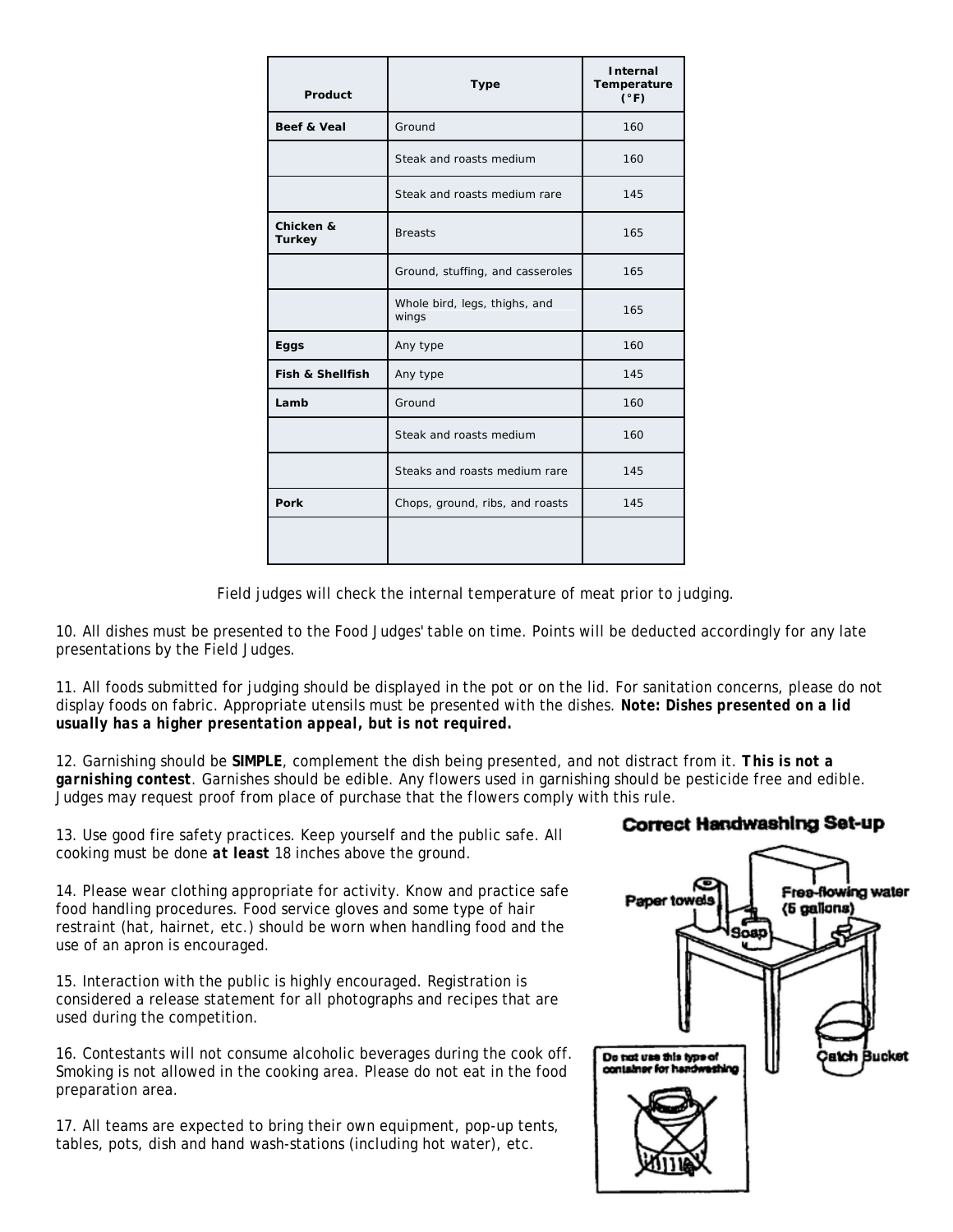| Product | Type | Internal Temperature (°F) |
| --- | --- | --- |
| **Beef & Veal** | Ground | 160 |
| | Steak and roasts medium | 160 |
| | Steak and roasts medium rare | 145 |
| **Chicken & Turkey** | Breasts | 165 |
| | Ground, stuffing, and casseroles | 165 |
| | Whole bird, legs, thighs, and wings | 165 |
| **Eggs** | Any type | 160 |
| **Fish & Shellfish** | Any type | 145 |
| **Lamb** | Ground | 160 |
| | Steak and roasts medium | 160 |
| | Steaks and roasts medium rare | 145 |
| **Pork** | Chops, ground, ribs, and roasts | 145 |
| | | |

Field judges will check the internal temperature of meat prior to judging.

10. All dishes must be presented to the Food Judges' table on time. Points will be deducted accordingly for any late presentations by the Field Judges.

11. All foods submitted for judging should be displayed in the pot or on the lid. For sanitation concerns, please do not display foods on fabric. Appropriate utensils must be presented with the dishes. ***Note: Dishes presented on a lid usually has a higher presentation appeal, but is not required.***

12. Garnishing should be **SIMPLE**, complement the dish being presented, and not distract from it. ***This is not a garnishing contest***. Garnishes should be edible. Any flowers used in garnishing should be pesticide free and edible. Judges may request proof from place of purchase that the flowers comply with this rule.

13. Use good fire safety practices. Keep yourself and the public safe. All cooking must be done ***at least*** 18 inches above the ground.

14. Please wear clothing appropriate for activity. Know and practice safe food handling procedures. Food service gloves and some type of hair restraint (hat, hairnet, etc.) should be worn when handling food and the use of an apron is encouraged.

15. Interaction with the public is highly encouraged. Registration is considered a release statement for all photographs and recipes that are used during the competition.

16. Contestants will not consume alcoholic beverages during the cook off. Smoking is not allowed in the cooking area. Please do not eat in the food preparation area.

17. All teams are expected to bring their own equipment, pop-up tents, tables, pots, dish and hand wash-stations (including hot water), etc.

**Correct Handwashing Set-up**

Paper towels | Soap | Free-flowing water (5 gallons) | Catch Bucket

Do not use this type of container for handwashing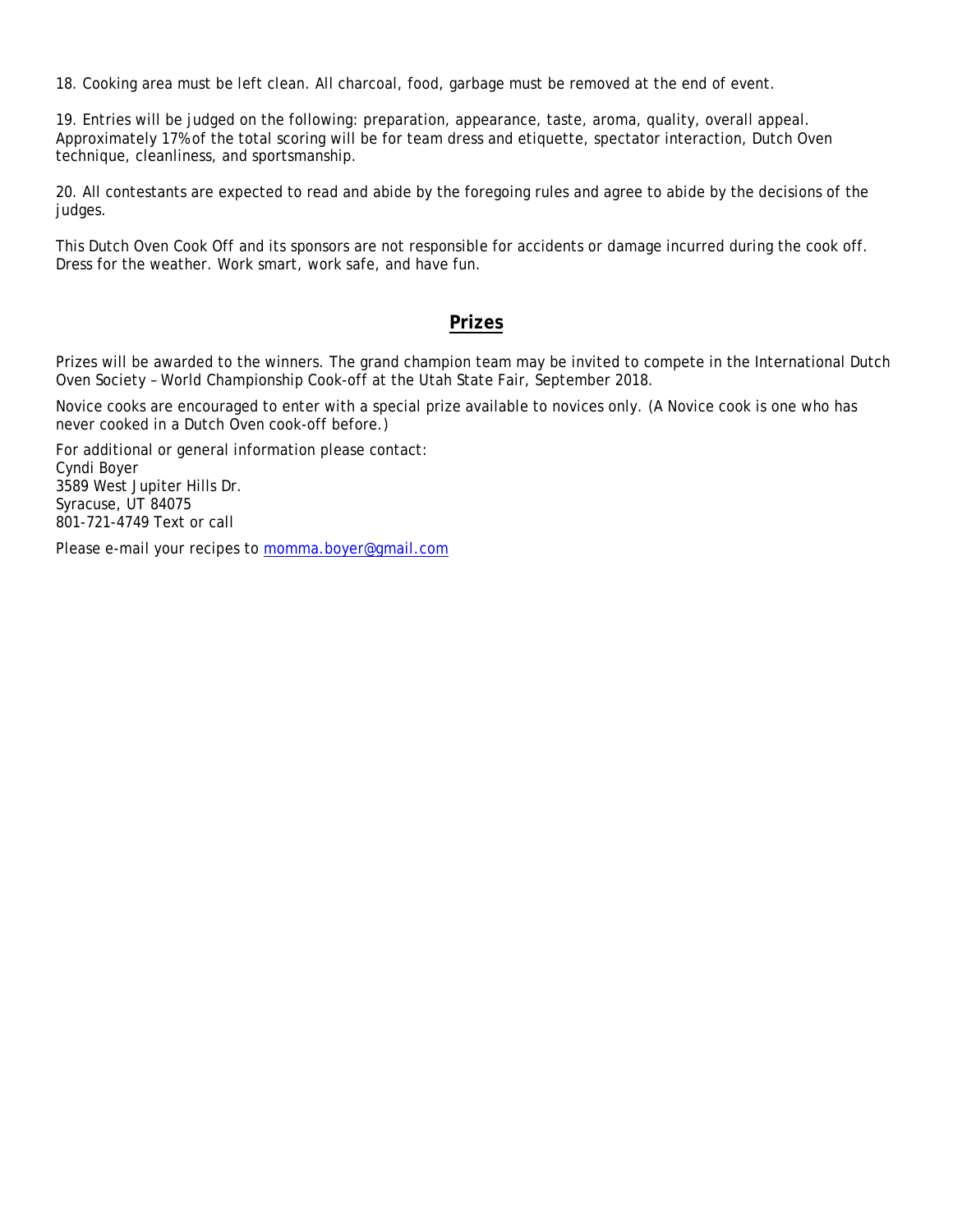18. Cooking area must be left clean. All charcoal, food, garbage must be removed at the end of event.

19. Entries will be judged on the following: preparation, appearance, taste, aroma, quality, overall appeal. Approximately 17% of the total scoring will be for team dress and etiquette, spectator interaction, Dutch Oven technique, cleanliness, and sportsmanship.

20. All contestants are expected to read and abide by the foregoing rules and agree to abide by the decisions of the judges.

This Dutch Oven Cook Off and its sponsors are not responsible for accidents or damage incurred during the cook off. Dress for the weather. Work smart, work safe, and have fun.

## Prizes

Prizes will be awarded to the winners. The grand champion team may be invited to compete in the International Dutch Oven Society – World Championship Cook-off at the Utah State Fair, September 2018.

Novice cooks are encouraged to enter with a special prize available to novices only. (A Novice cook is one who has never cooked in a Dutch Oven cook-off before.)

For additional or general information please contact:
Cyndi Boyer
3589 West Jupiter Hills Dr.
Syracuse, UT 84075
801-721-4749 Text or call

Please e-mail your recipes to [momma.boyer@gmail.com](mailto:momma.boyer@gmail.com)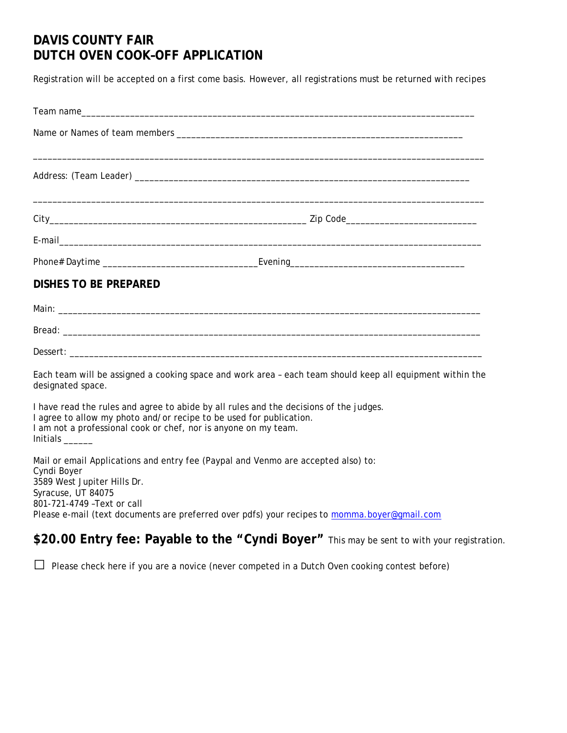# DAVIS COUNTY FAIR
# DUTCH OVEN COOK–OFF APPLICATION

Registration will be accepted on a first come basis. However, all registrations must be returned with recipes

Team name_______________________________________________________________________________

Name or Names of team members __________________________________________________________

_______________________________________________________________________________________________

Address: (Team Leader) ___________________________________________________________________

_______________________________________________________________________________________________

City___________________________________________________ Zip Code__________________________

E-mail___________________________________________________________________________________________

Phone# Daytime ______________________________Evening___________________________________

## DISHES TO BE PREPARED

Main: _______________________________________________________________________________________

Bread: ______________________________________________________________________________________

Dessert: ____________________________________________________________________________________

Each team will be assigned a cooking space and work area – each team should keep all equipment within the designated space.

I have read the rules and agree to abide by all rules and the decisions of the judges.
I agree to allow my photo and/or recipe to be used for publication.
I am not a professional cook or chef, nor is anyone on my team.
Initials ______

Mail or email Applications and entry fee (Paypal and Venmo are accepted also) to:
Cyndi Boyer
3589 West Jupiter Hills Dr.
Syracuse, UT 84075
801-721-4749 –Text or call
Please e-mail (text documents are preferred over pdfs) your recipes to momma.boyer@gmail.com

**$20.00 Entry fee: Payable to the "Cyndi Boyer"** This may be sent to with your registration.

☐ Please check here if you are a novice (never competed in a Dutch Oven cooking contest before)